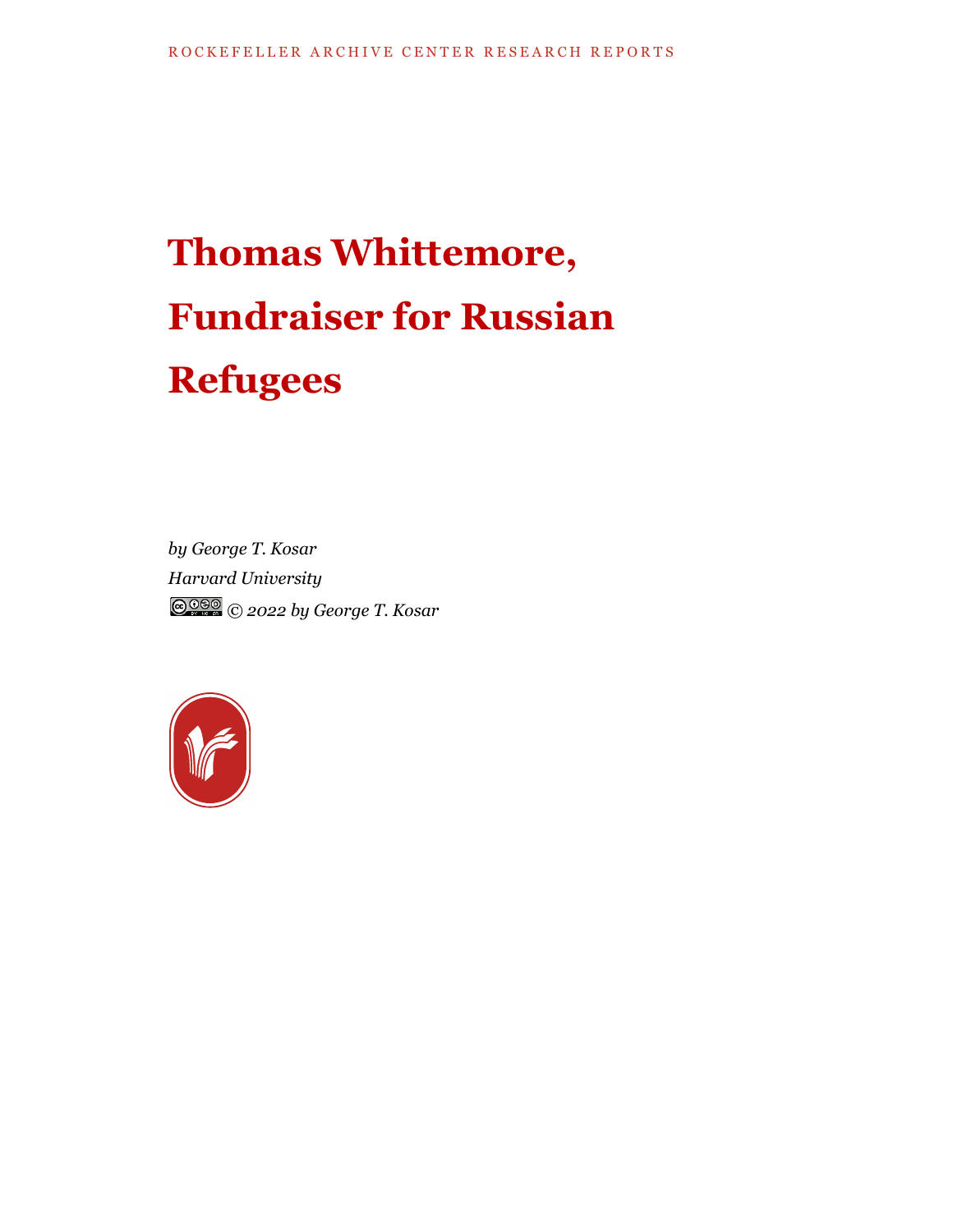ROCKEFELLER ARCHIVE CENTER RESEARCH REPORTS

# Thomas Whittemore, Fundraiser for Russian Refugees

*by George T. Kosar*
*Harvard University*
*© 2022 by George T. Kosar*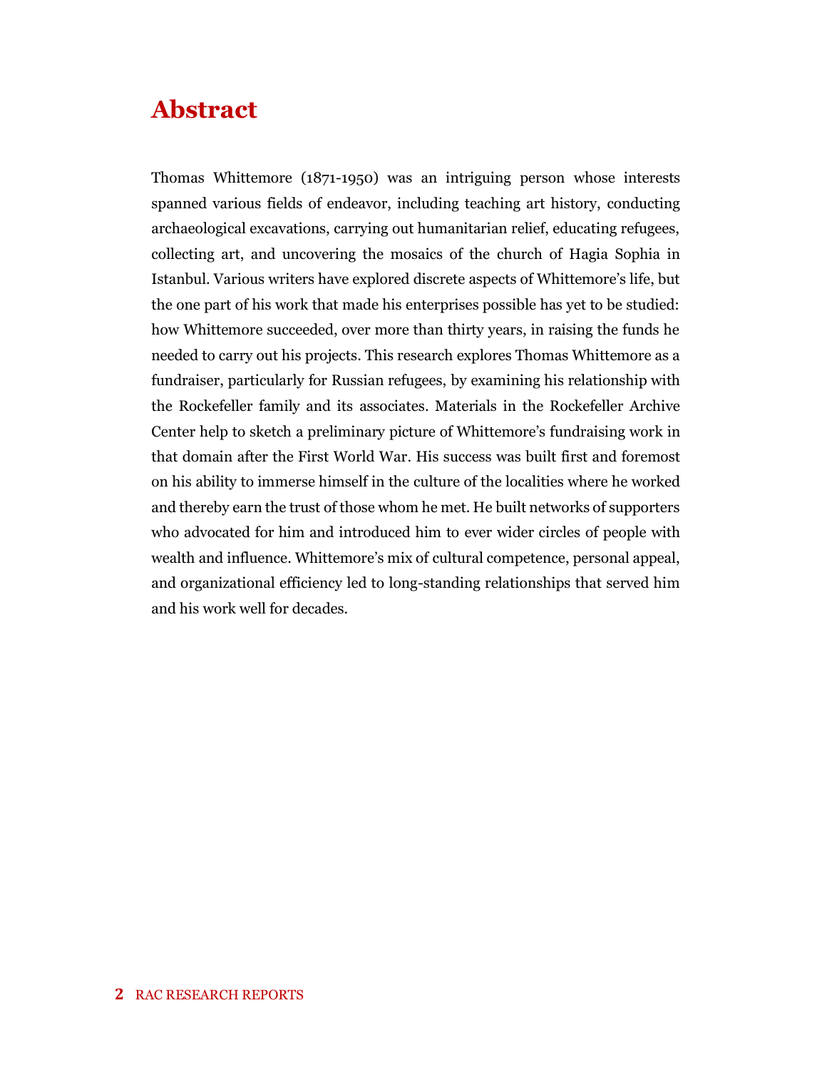# Abstract

Thomas Whittemore (1871-1950) was an intriguing person whose interests spanned various fields of endeavor, including teaching art history, conducting archaeological excavations, carrying out humanitarian relief, educating refugees, collecting art, and uncovering the mosaics of the church of Hagia Sophia in Istanbul. Various writers have explored discrete aspects of Whittemore's life, but the one part of his work that made his enterprises possible has yet to be studied: how Whittemore succeeded, over more than thirty years, in raising the funds he needed to carry out his projects. This research explores Thomas Whittemore as a fundraiser, particularly for Russian refugees, by examining his relationship with the Rockefeller family and its associates. Materials in the Rockefeller Archive Center help to sketch a preliminary picture of Whittemore's fundraising work in that domain after the First World War. His success was built first and foremost on his ability to immerse himself in the culture of the localities where he worked and thereby earn the trust of those whom he met. He built networks of supporters who advocated for him and introduced him to ever wider circles of people with wealth and influence. Whittemore's mix of cultural competence, personal appeal, and organizational efficiency led to long-standing relationships that served him and his work well for decades.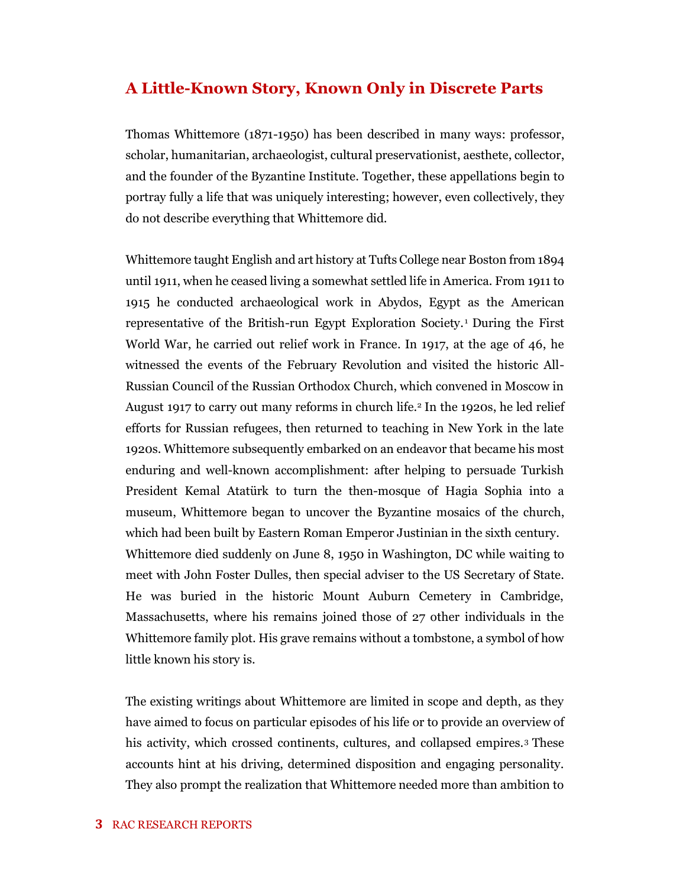## A Little-Known Story, Known Only in Discrete Parts

Thomas Whittemore (1871-1950) has been described in many ways: professor, scholar, humanitarian, archaeologist, cultural preservationist, aesthete, collector, and the founder of the Byzantine Institute. Together, these appellations begin to portray fully a life that was uniquely interesting; however, even collectively, they do not describe everything that Whittemore did.

Whittemore taught English and art history at Tufts College near Boston from 1894 until 1911, when he ceased living a somewhat settled life in America. From 1911 to 1915 he conducted archaeological work in Abydos, Egypt as the American representative of the British-run Egypt Exploration Society.[1] During the First World War, he carried out relief work in France. In 1917, at the age of 46, he witnessed the events of the February Revolution and visited the historic All-Russian Council of the Russian Orthodox Church, which convened in Moscow in August 1917 to carry out many reforms in church life.[2] In the 1920s, he led relief efforts for Russian refugees, then returned to teaching in New York in the late 1920s. Whittemore subsequently embarked on an endeavor that became his most enduring and well-known accomplishment: after helping to persuade Turkish President Kemal Atatürk to turn the then-mosque of Hagia Sophia into a museum, Whittemore began to uncover the Byzantine mosaics of the church, which had been built by Eastern Roman Emperor Justinian in the sixth century. Whittemore died suddenly on June 8, 1950 in Washington, DC while waiting to meet with John Foster Dulles, then special adviser to the US Secretary of State. He was buried in the historic Mount Auburn Cemetery in Cambridge, Massachusetts, where his remains joined those of 27 other individuals in the Whittemore family plot. His grave remains without a tombstone, a symbol of how little known his story is.

The existing writings about Whittemore are limited in scope and depth, as they have aimed to focus on particular episodes of his life or to provide an overview of his activity, which crossed continents, cultures, and collapsed empires.[3] These accounts hint at his driving, determined disposition and engaging personality. They also prompt the realization that Whittemore needed more than ambition to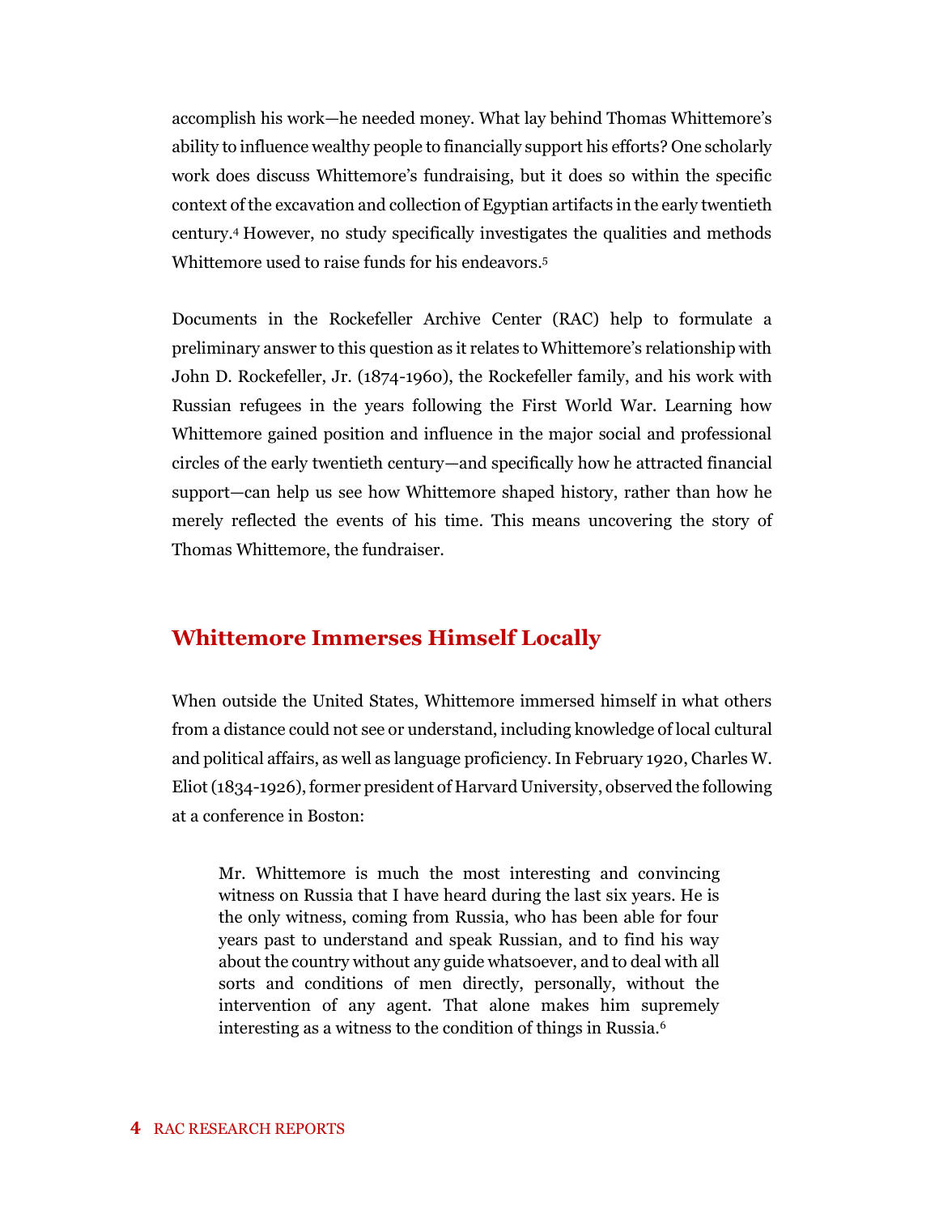accomplish his work—he needed money. What lay behind Thomas Whittemore's ability to influence wealthy people to financially support his efforts? One scholarly work does discuss Whittemore's fundraising, but it does so within the specific context of the excavation and collection of Egyptian artifacts in the early twentieth century.[4] However, no study specifically investigates the qualities and methods Whittemore used to raise funds for his endeavors.[5]

Documents in the Rockefeller Archive Center (RAC) help to formulate a preliminary answer to this question as it relates to Whittemore's relationship with John D. Rockefeller, Jr. (1874-1960), the Rockefeller family, and his work with Russian refugees in the years following the First World War. Learning how Whittemore gained position and influence in the major social and professional circles of the early twentieth century—and specifically how he attracted financial support—can help us see how Whittemore shaped history, rather than how he merely reflected the events of his time. This means uncovering the story of Thomas Whittemore, the fundraiser.

## Whittemore Immerses Himself Locally

When outside the United States, Whittemore immersed himself in what others from a distance could not see or understand, including knowledge of local cultural and political affairs, as well as language proficiency. In February 1920, Charles W. Eliot (1834-1926), former president of Harvard University, observed the following at a conference in Boston:

> Mr. Whittemore is much the most interesting and convincing witness on Russia that I have heard during the last six years. He is the only witness, coming from Russia, who has been able for four years past to understand and speak Russian, and to find his way about the country without any guide whatsoever, and to deal with all sorts and conditions of men directly, personally, without the intervention of any agent. That alone makes him supremely interesting as a witness to the condition of things in Russia.[6]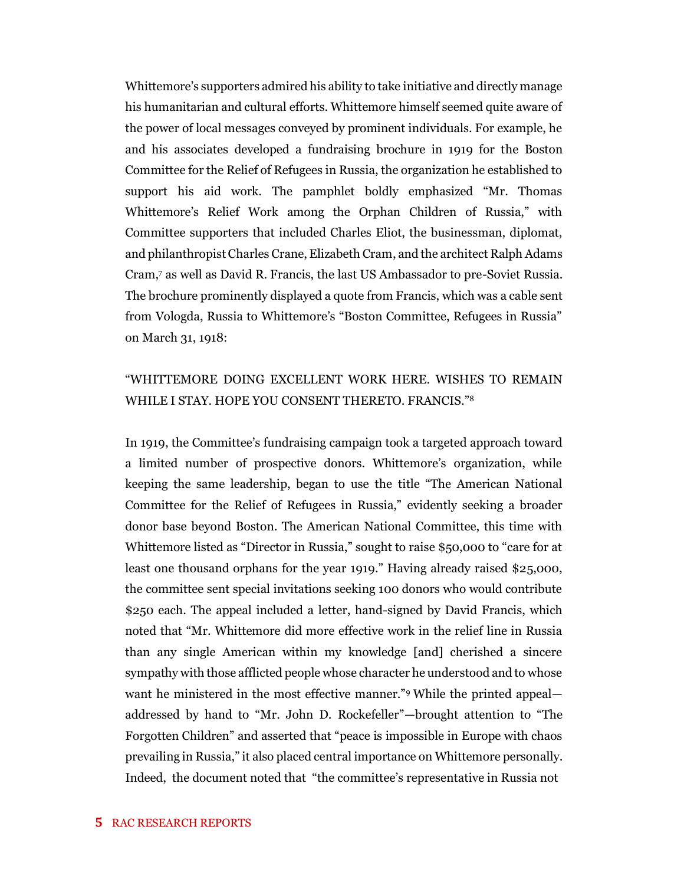Whittemore's supporters admired his ability to take initiative and directly manage his humanitarian and cultural efforts. Whittemore himself seemed quite aware of the power of local messages conveyed by prominent individuals. For example, he and his associates developed a fundraising brochure in 1919 for the Boston Committee for the Relief of Refugees in Russia, the organization he established to support his aid work. The pamphlet boldly emphasized "Mr. Thomas Whittemore's Relief Work among the Orphan Children of Russia," with Committee supporters that included Charles Eliot, the businessman, diplomat, and philanthropist Charles Crane, Elizabeth Cram, and the architect Ralph Adams Cram,[7] as well as David R. Francis, the last US Ambassador to pre-Soviet Russia. The brochure prominently displayed a quote from Francis, which was a cable sent from Vologda, Russia to Whittemore's "Boston Committee, Refugees in Russia" on March 31, 1918:

"WHITTEMORE DOING EXCELLENT WORK HERE. WISHES TO REMAIN WHILE I STAY. HOPE YOU CONSENT THERETO. FRANCIS."[8]

In 1919, the Committee's fundraising campaign took a targeted approach toward a limited number of prospective donors. Whittemore's organization, while keeping the same leadership, began to use the title "The American National Committee for the Relief of Refugees in Russia," evidently seeking a broader donor base beyond Boston. The American National Committee, this time with Whittemore listed as "Director in Russia," sought to raise $50,000 to "care for at least one thousand orphans for the year 1919." Having already raised $25,000, the committee sent special invitations seeking 100 donors who would contribute $250 each. The appeal included a letter, hand-signed by David Francis, which noted that "Mr. Whittemore did more effective work in the relief line in Russia than any single American within my knowledge [and] cherished a sincere sympathy with those afflicted people whose character he understood and to whose want he ministered in the most effective manner."[9] While the printed appeal—addressed by hand to "Mr. John D. Rockefeller"—brought attention to "The Forgotten Children" and asserted that "peace is impossible in Europe with chaos prevailing in Russia," it also placed central importance on Whittemore personally. Indeed, the document noted that "the committee's representative in Russia not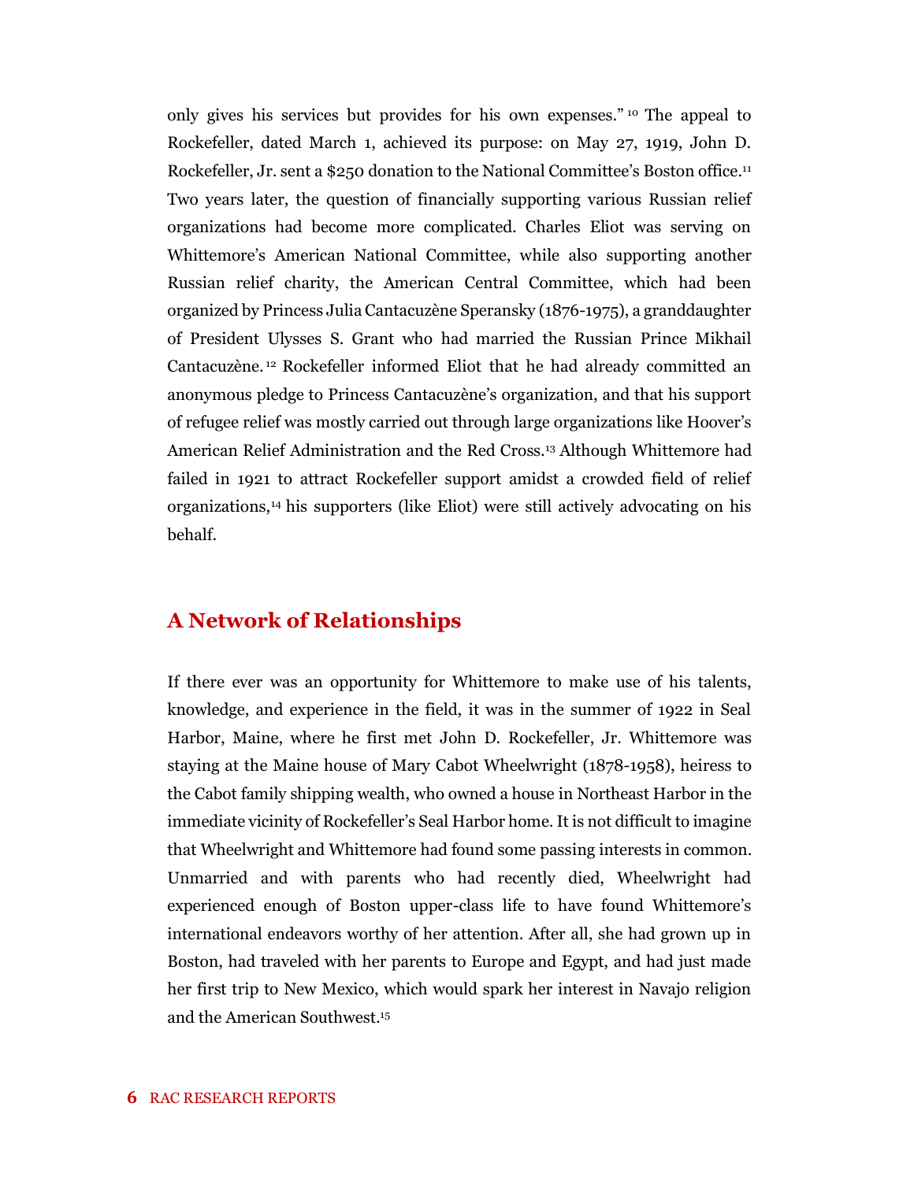only gives his services but provides for his own expenses."[10] The appeal to Rockefeller, dated March 1, achieved its purpose: on May 27, 1919, John D. Rockefeller, Jr. sent a $250 donation to the National Committee's Boston office.[11] Two years later, the question of financially supporting various Russian relief organizations had become more complicated. Charles Eliot was serving on Whittemore's American National Committee, while also supporting another Russian relief charity, the American Central Committee, which had been organized by Princess Julia Cantacuzène Speransky (1876-1975), a granddaughter of President Ulysses S. Grant who had married the Russian Prince Mikhail Cantacuzène.[12] Rockefeller informed Eliot that he had already committed an anonymous pledge to Princess Cantacuzène's organization, and that his support of refugee relief was mostly carried out through large organizations like Hoover's American Relief Administration and the Red Cross.[13] Although Whittemore had failed in 1921 to attract Rockefeller support amidst a crowded field of relief organizations,[14] his supporters (like Eliot) were still actively advocating on his behalf.

## A Network of Relationships

If there ever was an opportunity for Whittemore to make use of his talents, knowledge, and experience in the field, it was in the summer of 1922 in Seal Harbor, Maine, where he first met John D. Rockefeller, Jr. Whittemore was staying at the Maine house of Mary Cabot Wheelwright (1878-1958), heiress to the Cabot family shipping wealth, who owned a house in Northeast Harbor in the immediate vicinity of Rockefeller's Seal Harbor home. It is not difficult to imagine that Wheelwright and Whittemore had found some passing interests in common. Unmarried and with parents who had recently died, Wheelwright had experienced enough of Boston upper-class life to have found Whittemore's international endeavors worthy of her attention. After all, she had grown up in Boston, had traveled with her parents to Europe and Egypt, and had just made her first trip to New Mexico, which would spark her interest in Navajo religion and the American Southwest.[15]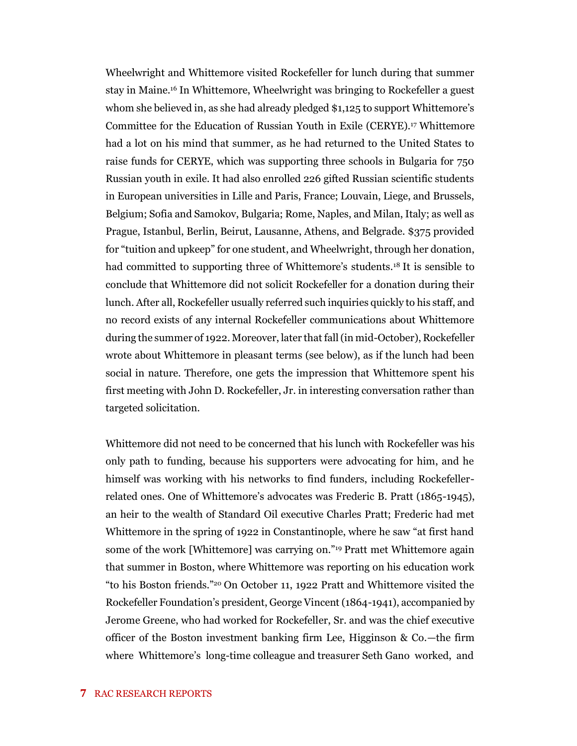Wheelwright and Whittemore visited Rockefeller for lunch during that summer stay in Maine.[16] In Whittemore, Wheelwright was bringing to Rockefeller a guest whom she believed in, as she had already pledged $1,125 to support Whittemore's Committee for the Education of Russian Youth in Exile (CERYE).[17] Whittemore had a lot on his mind that summer, as he had returned to the United States to raise funds for CERYE, which was supporting three schools in Bulgaria for 750 Russian youth in exile. It had also enrolled 226 gifted Russian scientific students in European universities in Lille and Paris, France; Louvain, Liege, and Brussels, Belgium; Sofia and Samokov, Bulgaria; Rome, Naples, and Milan, Italy; as well as Prague, Istanbul, Berlin, Beirut, Lausanne, Athens, and Belgrade. $375 provided for "tuition and upkeep" for one student, and Wheelwright, through her donation, had committed to supporting three of Whittemore's students.[18] It is sensible to conclude that Whittemore did not solicit Rockefeller for a donation during their lunch. After all, Rockefeller usually referred such inquiries quickly to his staff, and no record exists of any internal Rockefeller communications about Whittemore during the summer of 1922. Moreover, later that fall (in mid-October), Rockefeller wrote about Whittemore in pleasant terms (see below), as if the lunch had been social in nature. Therefore, one gets the impression that Whittemore spent his first meeting with John D. Rockefeller, Jr. in interesting conversation rather than targeted solicitation.

Whittemore did not need to be concerned that his lunch with Rockefeller was his only path to funding, because his supporters were advocating for him, and he himself was working with his networks to find funders, including Rockefeller-related ones. One of Whittemore's advocates was Frederic B. Pratt (1865-1945), an heir to the wealth of Standard Oil executive Charles Pratt; Frederic had met Whittemore in the spring of 1922 in Constantinople, where he saw "at first hand some of the work [Whittemore] was carrying on."[19] Pratt met Whittemore again that summer in Boston, where Whittemore was reporting on his education work "to his Boston friends."[20] On October 11, 1922 Pratt and Whittemore visited the Rockefeller Foundation's president, George Vincent (1864-1941), accompanied by Jerome Greene, who had worked for Rockefeller, Sr. and was the chief executive officer of the Boston investment banking firm Lee, Higginson & Co.—the firm where Whittemore's long-time colleague and treasurer Seth Gano worked, and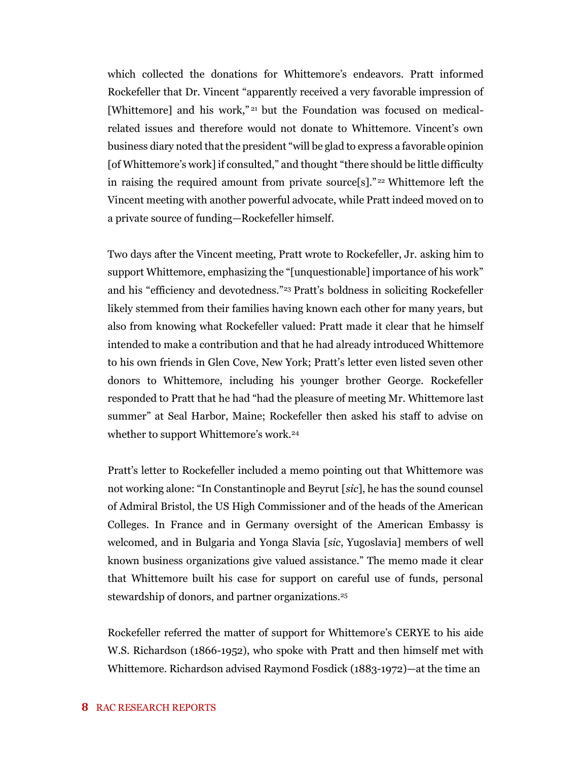which collected the donations for Whittemore's endeavors. Pratt informed Rockefeller that Dr. Vincent "apparently received a very favorable impression of [Whittemore] and his work,"[21] but the Foundation was focused on medical-related issues and therefore would not donate to Whittemore. Vincent's own business diary noted that the president "will be glad to express a favorable opinion [of Whittemore's work] if consulted," and thought "there should be little difficulty in raising the required amount from private source[s]."[22] Whittemore left the Vincent meeting with another powerful advocate, while Pratt indeed moved on to a private source of funding—Rockefeller himself.

Two days after the Vincent meeting, Pratt wrote to Rockefeller, Jr. asking him to support Whittemore, emphasizing the "[unquestionable] importance of his work" and his "efficiency and devotedness."[23] Pratt's boldness in soliciting Rockefeller likely stemmed from their families having known each other for many years, but also from knowing what Rockefeller valued: Pratt made it clear that he himself intended to make a contribution and that he had already introduced Whittemore to his own friends in Glen Cove, New York; Pratt's letter even listed seven other donors to Whittemore, including his younger brother George. Rockefeller responded to Pratt that he had "had the pleasure of meeting Mr. Whittemore last summer" at Seal Harbor, Maine; Rockefeller then asked his staff to advise on whether to support Whittemore's work.[24]

Pratt's letter to Rockefeller included a memo pointing out that Whittemore was not working alone: "In Constantinople and Beyrut [*sic*], he has the sound counsel of Admiral Bristol, the US High Commissioner and of the heads of the American Colleges. In France and in Germany oversight of the American Embassy is welcomed, and in Bulgaria and Yonga Slavia [*sic*, Yugoslavia] members of well known business organizations give valued assistance." The memo made it clear that Whittemore built his case for support on careful use of funds, personal stewardship of donors, and partner organizations.[25]

Rockefeller referred the matter of support for Whittemore's CERYE to his aide W.S. Richardson (1866-1952), who spoke with Pratt and then himself met with Whittemore. Richardson advised Raymond Fosdick (1883-1972)—at the time an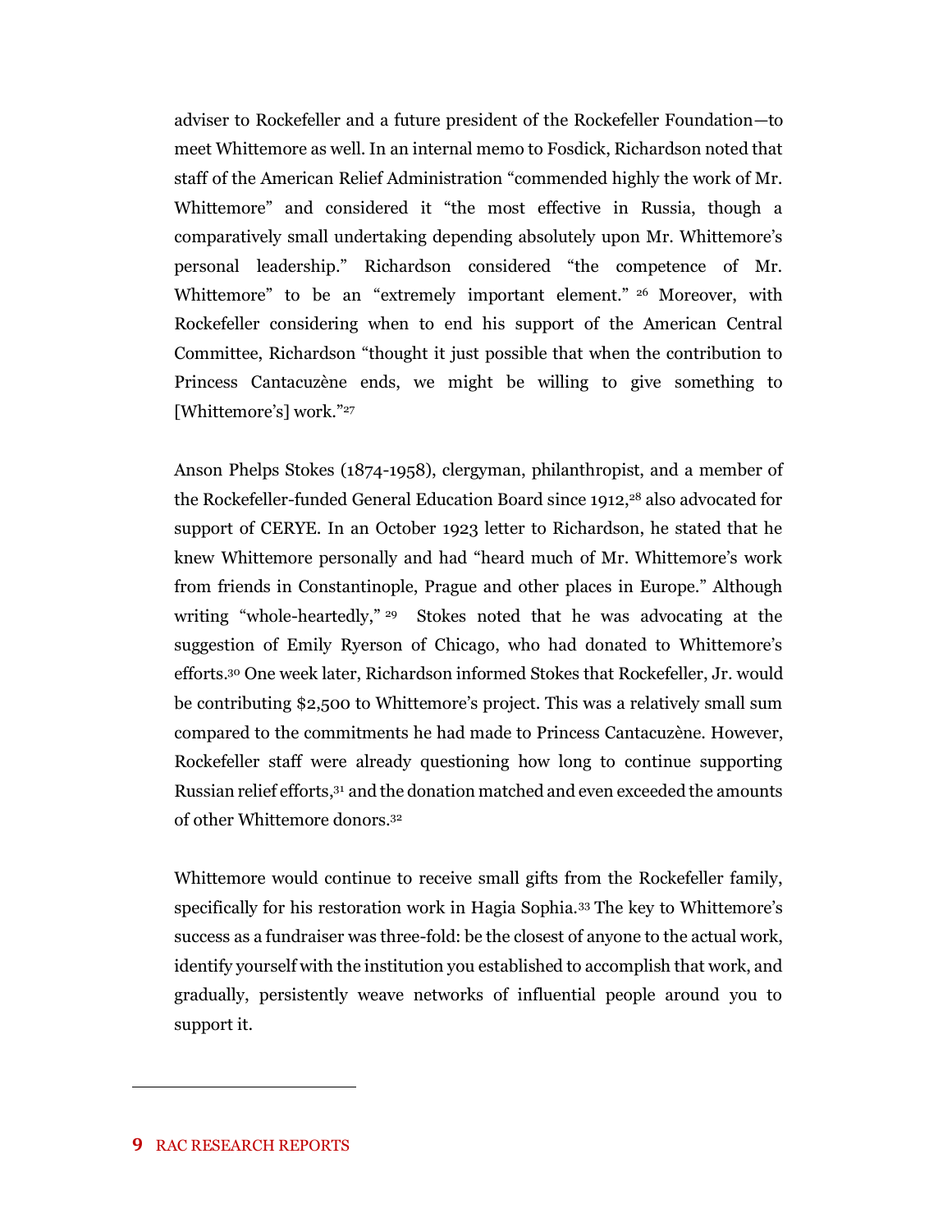adviser to Rockefeller and a future president of the Rockefeller Foundation—to meet Whittemore as well. In an internal memo to Fosdick, Richardson noted that staff of the American Relief Administration "commended highly the work of Mr. Whittemore" and considered it "the most effective in Russia, though a comparatively small undertaking depending absolutely upon Mr. Whittemore's personal leadership." Richardson considered "the competence of Mr. Whittemore" to be an "extremely important element." [26] Moreover, with Rockefeller considering when to end his support of the American Central Committee, Richardson "thought it just possible that when the contribution to Princess Cantacuzène ends, we might be willing to give something to [Whittemore's] work."[27]

Anson Phelps Stokes (1874-1958), clergyman, philanthropist, and a member of the Rockefeller-funded General Education Board since 1912,[28] also advocated for support of CERYE. In an October 1923 letter to Richardson, he stated that he knew Whittemore personally and had "heard much of Mr. Whittemore's work from friends in Constantinople, Prague and other places in Europe." Although writing "whole-heartedly," [29] Stokes noted that he was advocating at the suggestion of Emily Ryerson of Chicago, who had donated to Whittemore's efforts.[30] One week later, Richardson informed Stokes that Rockefeller, Jr. would be contributing $2,500 to Whittemore's project. This was a relatively small sum compared to the commitments he had made to Princess Cantacuzène. However, Rockefeller staff were already questioning how long to continue supporting Russian relief efforts,[31] and the donation matched and even exceeded the amounts of other Whittemore donors.[32]

Whittemore would continue to receive small gifts from the Rockefeller family, specifically for his restoration work in Hagia Sophia.[33] The key to Whittemore's success as a fundraiser was three-fold: be the closest of anyone to the actual work, identify yourself with the institution you established to accomplish that work, and gradually, persistently weave networks of influential people around you to support it.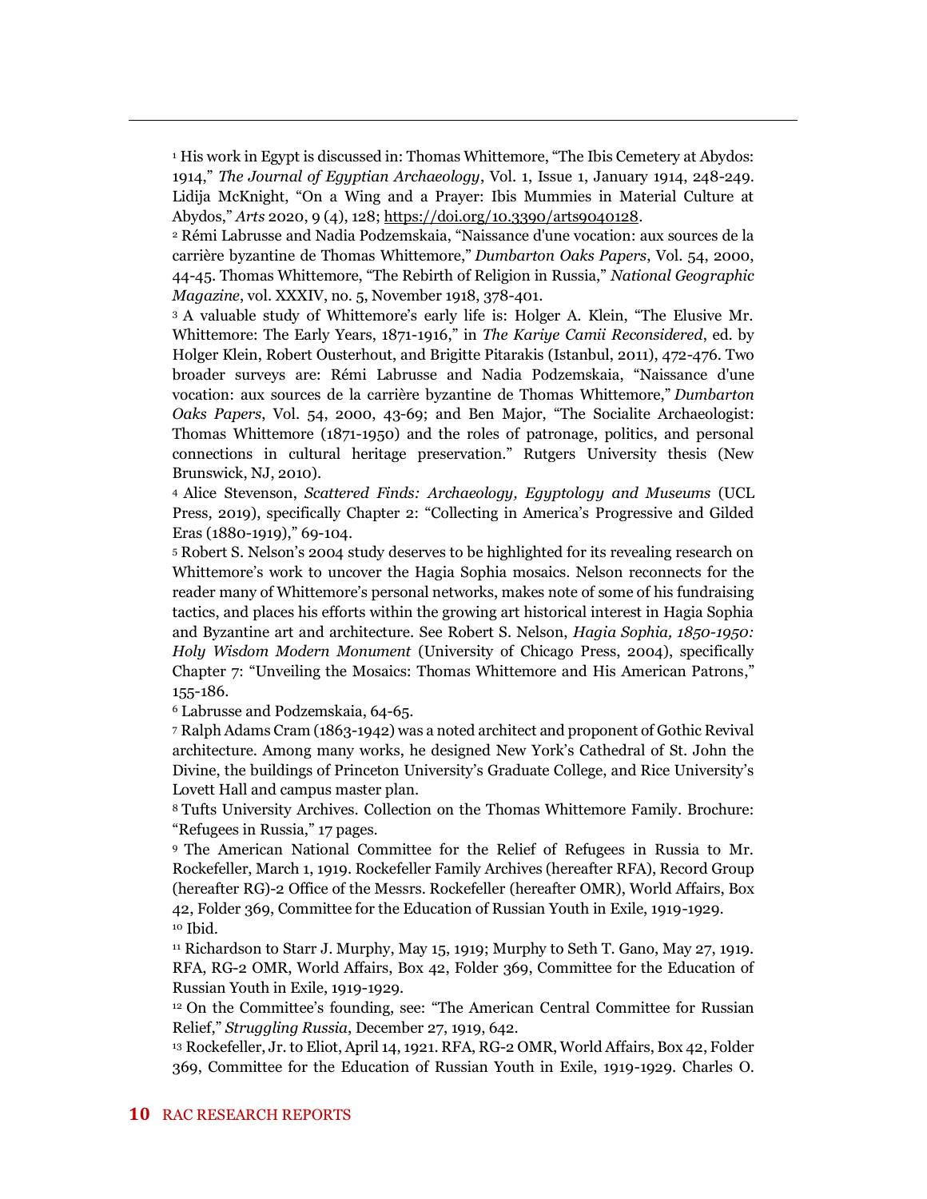[1] His work in Egypt is discussed in: Thomas Whittemore, "The Ibis Cemetery at Abydos: 1914," *The Journal of Egyptian Archaeology*, Vol. 1, Issue 1, January 1914, 248-249. Lidija McKnight, "On a Wing and a Prayer: Ibis Mummies in Material Culture at Abydos," *Arts* 2020, 9 (4), 128; https://doi.org/10.3390/arts9040128.

[2] Rémi Labrusse and Nadia Podzemskaia, "Naissance d'une vocation: aux sources de la carrière byzantine de Thomas Whittemore," *Dumbarton Oaks Papers*, Vol. 54, 2000, 44-45. Thomas Whittemore, "The Rebirth of Religion in Russia," *National Geographic Magazine*, vol. XXXIV, no. 5, November 1918, 378-401.

[3] A valuable study of Whittemore's early life is: Holger A. Klein, "The Elusive Mr. Whittemore: The Early Years, 1871-1916," in *The Kariye Camii Reconsidered*, ed. by Holger Klein, Robert Ousterhout, and Brigitte Pitarakis (Istanbul, 2011), 472-476. Two broader surveys are: Rémi Labrusse and Nadia Podzemskaia, "Naissance d'une vocation: aux sources de la carrière byzantine de Thomas Whittemore," *Dumbarton Oaks Papers*, Vol. 54, 2000, 43-69; and Ben Major, "The Socialite Archaeologist: Thomas Whittemore (1871-1950) and the roles of patronage, politics, and personal connections in cultural heritage preservation." Rutgers University thesis (New Brunswick, NJ, 2010).

[4] Alice Stevenson, *Scattered Finds: Archaeology, Egyptology and Museums* (UCL Press, 2019), specifically Chapter 2: "Collecting in America's Progressive and Gilded Eras (1880-1919)," 69-104.

[5] Robert S. Nelson's 2004 study deserves to be highlighted for its revealing research on Whittemore's work to uncover the Hagia Sophia mosaics. Nelson reconnects for the reader many of Whittemore's personal networks, makes note of some of his fundraising tactics, and places his efforts within the growing art historical interest in Hagia Sophia and Byzantine art and architecture. See Robert S. Nelson, *Hagia Sophia, 1850-1950: Holy Wisdom Modern Monument* (University of Chicago Press, 2004), specifically Chapter 7: "Unveiling the Mosaics: Thomas Whittemore and His American Patrons," 155-186.

[6] Labrusse and Podzemskaia, 64-65.

[7] Ralph Adams Cram (1863-1942) was a noted architect and proponent of Gothic Revival architecture. Among many works, he designed New York's Cathedral of St. John the Divine, the buildings of Princeton University's Graduate College, and Rice University's Lovett Hall and campus master plan.

[8] Tufts University Archives. Collection on the Thomas Whittemore Family. Brochure: "Refugees in Russia," 17 pages.

[9] The American National Committee for the Relief of Refugees in Russia to Mr. Rockefeller, March 1, 1919. Rockefeller Family Archives (hereafter RFA), Record Group (hereafter RG)-2 Office of the Messrs. Rockefeller (hereafter OMR), World Affairs, Box 42, Folder 369, Committee for the Education of Russian Youth in Exile, 1919-1929.

[10] Ibid.

[11] Richardson to Starr J. Murphy, May 15, 1919; Murphy to Seth T. Gano, May 27, 1919. RFA, RG-2 OMR, World Affairs, Box 42, Folder 369, Committee for the Education of Russian Youth in Exile, 1919-1929.

[12] On the Committee's founding, see: "The American Central Committee for Russian Relief," *Struggling Russia*, December 27, 1919, 642.

[13] Rockefeller, Jr. to Eliot, April 14, 1921. RFA, RG-2 OMR, World Affairs, Box 42, Folder 369, Committee for the Education of Russian Youth in Exile, 1919-1929. Charles O.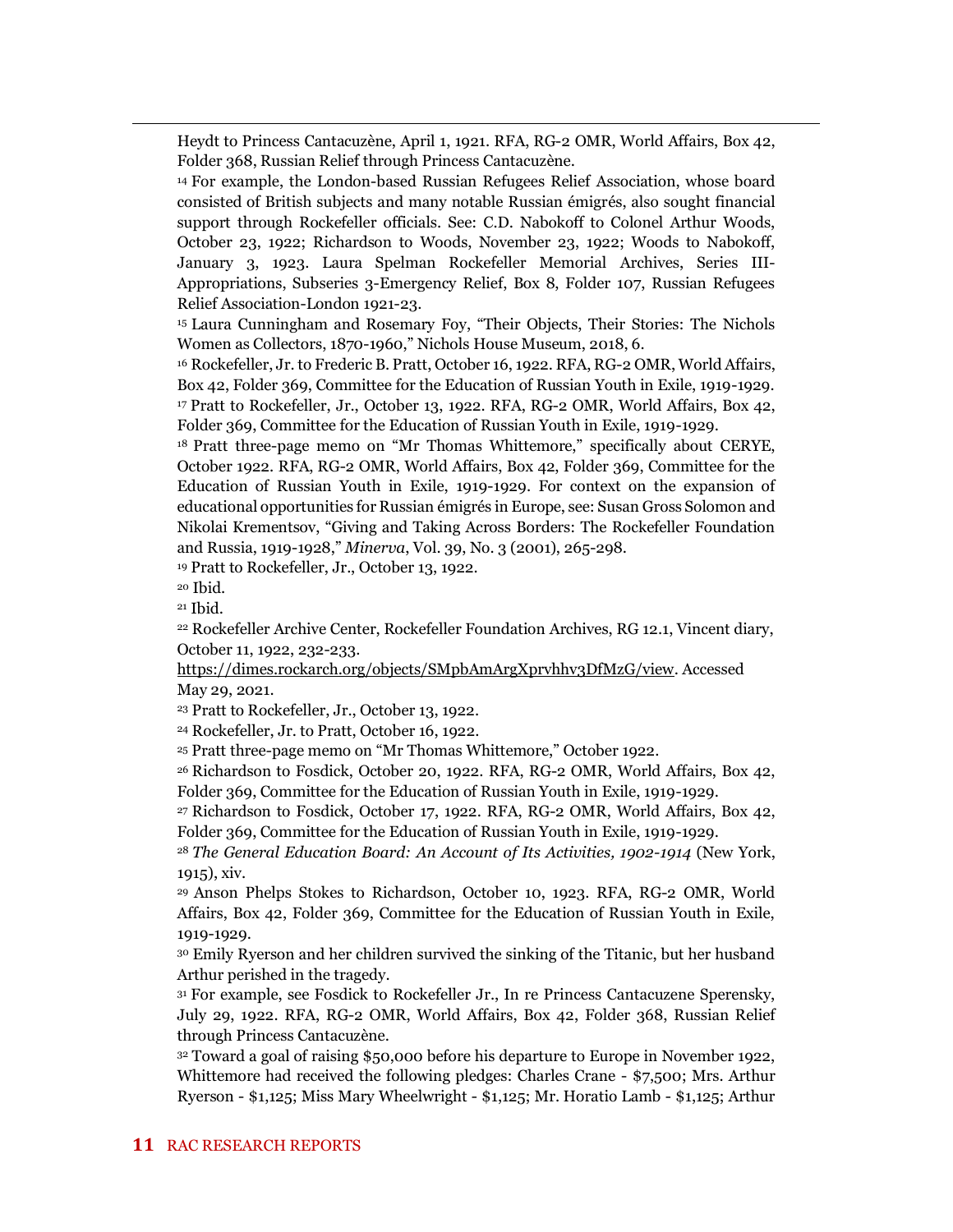Heydt to Princess Cantacuzène, April 1, 1921. RFA, RG-2 OMR, World Affairs, Box 42, Folder 368, Russian Relief through Princess Cantacuzène.

[14] For example, the London-based Russian Refugees Relief Association, whose board consisted of British subjects and many notable Russian émigrés, also sought financial support through Rockefeller officials. See: C.D. Nabokoff to Colonel Arthur Woods, October 23, 1922; Richardson to Woods, November 23, 1922; Woods to Nabokoff, January 3, 1923. Laura Spelman Rockefeller Memorial Archives, Series III-Appropriations, Subseries 3-Emergency Relief, Box 8, Folder 107, Russian Refugees Relief Association-London 1921-23.

[15] Laura Cunningham and Rosemary Foy, "Their Objects, Their Stories: The Nichols Women as Collectors, 1870-1960," Nichols House Museum, 2018, 6.

[16] Rockefeller, Jr. to Frederic B. Pratt, October 16, 1922. RFA, RG-2 OMR, World Affairs, Box 42, Folder 369, Committee for the Education of Russian Youth in Exile, 1919-1929.

[17] Pratt to Rockefeller, Jr., October 13, 1922. RFA, RG-2 OMR, World Affairs, Box 42, Folder 369, Committee for the Education of Russian Youth in Exile, 1919-1929.

[18] Pratt three-page memo on "Mr Thomas Whittemore," specifically about CERYE, October 1922. RFA, RG-2 OMR, World Affairs, Box 42, Folder 369, Committee for the Education of Russian Youth in Exile, 1919-1929. For context on the expansion of educational opportunities for Russian émigrés in Europe, see: Susan Gross Solomon and Nikolai Krementsov, "Giving and Taking Across Borders: The Rockefeller Foundation and Russia, 1919-1928," *Minerva*, Vol. 39, No. 3 (2001), 265-298.

[19] Pratt to Rockefeller, Jr., October 13, 1922.

[20] Ibid.

[21] Ibid.

[22] Rockefeller Archive Center, Rockefeller Foundation Archives, RG 12.1, Vincent diary, October 11, 1922, 232-233. https://dimes.rockarch.org/objects/SMpbAmArgXprvhhv3DfMzG/view. Accessed May 29, 2021.

[23] Pratt to Rockefeller, Jr., October 13, 1922.

[24] Rockefeller, Jr. to Pratt, October 16, 1922.

[25] Pratt three-page memo on "Mr Thomas Whittemore," October 1922.

[26] Richardson to Fosdick, October 20, 1922. RFA, RG-2 OMR, World Affairs, Box 42, Folder 369, Committee for the Education of Russian Youth in Exile, 1919-1929.

[27] Richardson to Fosdick, October 17, 1922. RFA, RG-2 OMR, World Affairs, Box 42, Folder 369, Committee for the Education of Russian Youth in Exile, 1919-1929.

[28] *The General Education Board: An Account of Its Activities, 1902-1914* (New York, 1915), xiv.

[29] Anson Phelps Stokes to Richardson, October 10, 1923. RFA, RG-2 OMR, World Affairs, Box 42, Folder 369, Committee for the Education of Russian Youth in Exile, 1919-1929.

[30] Emily Ryerson and her children survived the sinking of the Titanic, but her husband Arthur perished in the tragedy.

[31] For example, see Fosdick to Rockefeller Jr., In re Princess Cantacuzene Speransky, July 29, 1922. RFA, RG-2 OMR, World Affairs, Box 42, Folder 368, Russian Relief through Princess Cantacuzène.

[32] Toward a goal of raising $50,000 before his departure to Europe in November 1922, Whittemore had received the following pledges: Charles Crane - $7,500; Mrs. Arthur Ryerson - $1,125; Miss Mary Wheelwright - $1,125; Mr. Horatio Lamb - $1,125; Arthur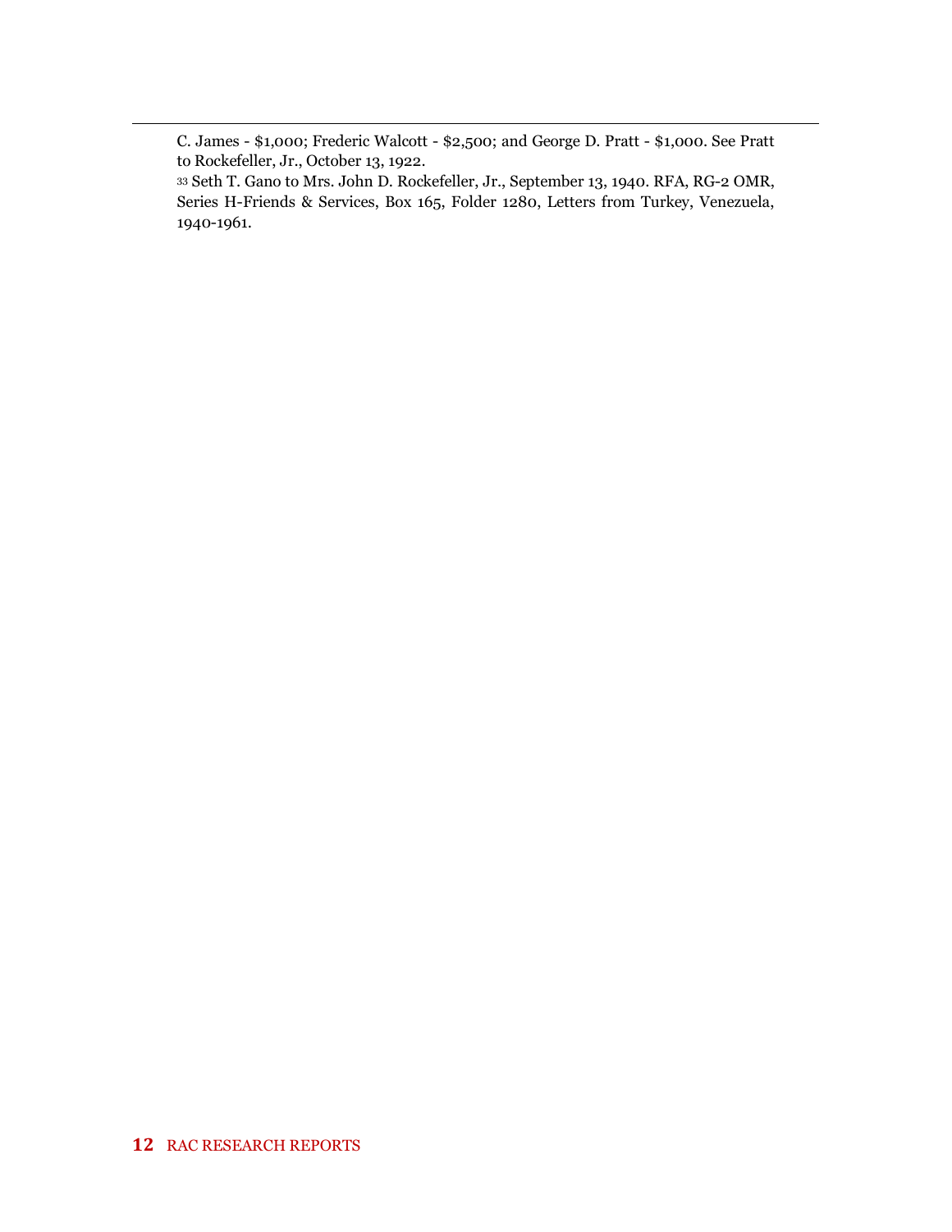C. James - $1,000; Frederic Walcott - $2,500; and George D. Pratt - $1,000. See Pratt to Rockefeller, Jr., October 13, 1922.

[33] Seth T. Gano to Mrs. John D. Rockefeller, Jr., September 13, 1940. RFA, RG-2 OMR, Series H-Friends & Services, Box 165, Folder 1280, Letters from Turkey, Venezuela, 1940-1961.